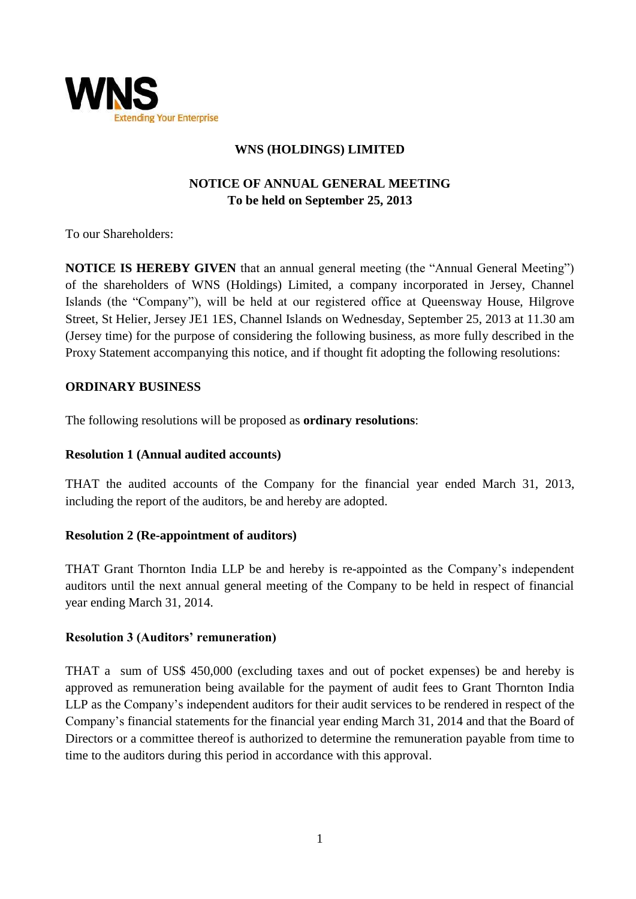# WNS (HOLDINGS) LIMITED

## NOTICE OF ANNUAL GENERAL MEETING
## To be held on September 25, 2013

To our Shareholders:

**NOTICE IS HEREBY GIVEN** that an annual general meeting (the "Annual General Meeting") of the shareholders of WNS (Holdings) Limited, a company incorporated in Jersey, Channel Islands (the "Company"), will be held at our registered office at Queensway House, Hilgrove Street, St Helier, Jersey JE1 1ES, Channel Islands on Wednesday, September 25, 2013 at 11.30 am (Jersey time) for the purpose of considering the following business, as more fully described in the Proxy Statement accompanying this notice, and if thought fit adopting the following resolutions:

### ORDINARY BUSINESS

The following resolutions will be proposed as **ordinary resolutions**:

#### Resolution 1 (Annual audited accounts)

THAT the audited accounts of the Company for the financial year ended March 31, 2013, including the report of the auditors, be and hereby are adopted.

#### Resolution 2 (Re-appointment of auditors)

THAT Grant Thornton India LLP be and hereby is re-appointed as the Company's independent auditors until the next annual general meeting of the Company to be held in respect of financial year ending March 31, 2014.

#### Resolution 3 (Auditors' remuneration)

THAT a sum of US$ 450,000 (excluding taxes and out of pocket expenses) be and hereby is approved as remuneration being available for the payment of audit fees to Grant Thornton India LLP as the Company's independent auditors for their audit services to be rendered in respect of the Company's financial statements for the financial year ending March 31, 2014 and that the Board of Directors or a committee thereof is authorized to determine the remuneration payable from time to time to the auditors during this period in accordance with this approval.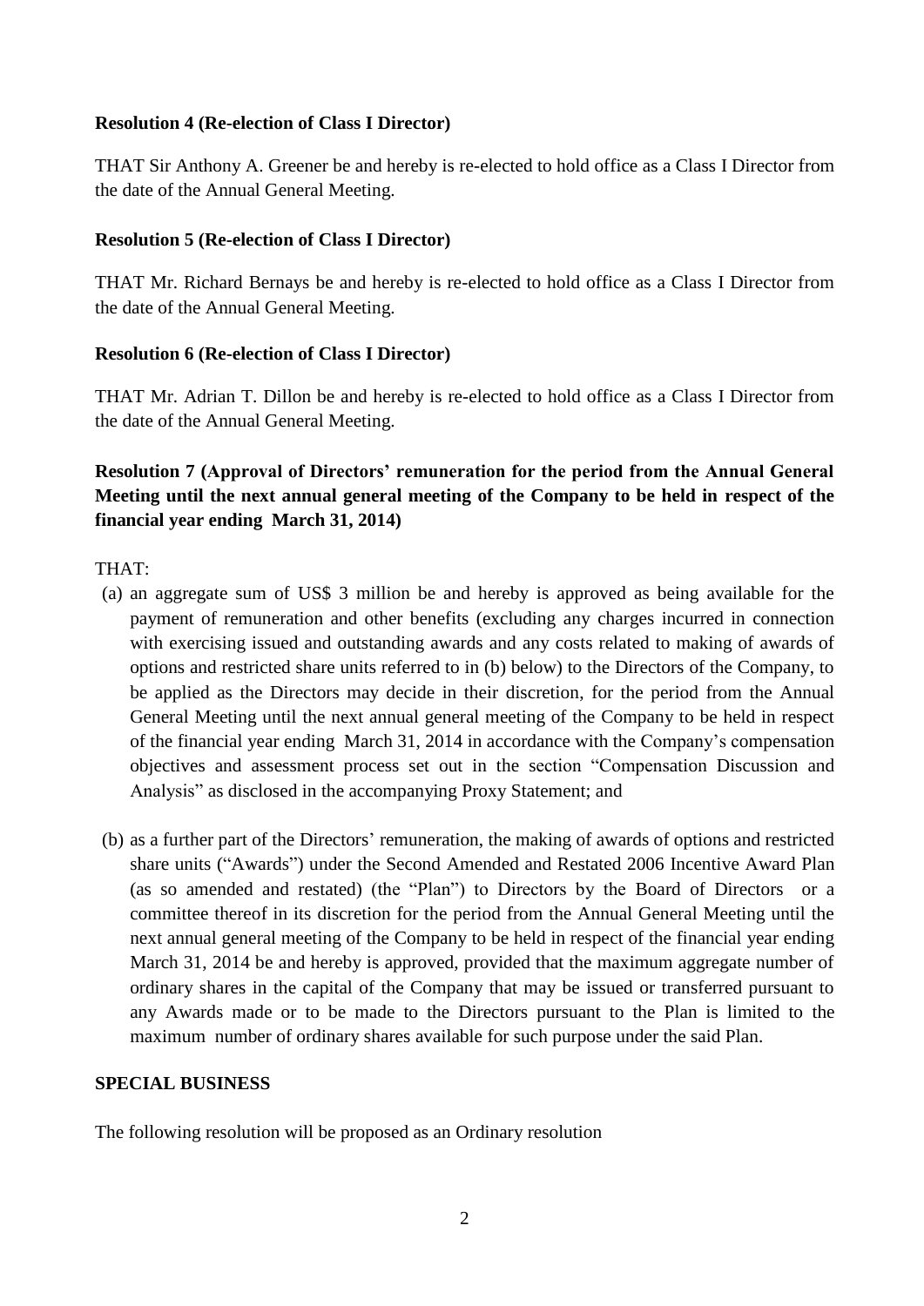**Resolution 4 (Re-election of Class I Director)**

THAT Sir Anthony A. Greener be and hereby is re-elected to hold office as a Class I Director from the date of the Annual General Meeting.

**Resolution 5 (Re-election of Class I Director)**

THAT Mr. Richard Bernays be and hereby is re-elected to hold office as a Class I Director from the date of the Annual General Meeting.

**Resolution 6 (Re-election of Class I Director)**

THAT Mr. Adrian T. Dillon be and hereby is re-elected to hold office as a Class I Director from the date of the Annual General Meeting.

**Resolution 7 (Approval of Directors' remuneration for the period from the Annual General Meeting until the next annual general meeting of the Company to be held in respect of the financial year ending March 31, 2014)**

THAT:

(a) an aggregate sum of US$ 3 million be and hereby is approved as being available for the payment of remuneration and other benefits (excluding any charges incurred in connection with exercising issued and outstanding awards and any costs related to making of awards of options and restricted share units referred to in (b) below) to the Directors of the Company, to be applied as the Directors may decide in their discretion, for the period from the Annual General Meeting until the next annual general meeting of the Company to be held in respect of the financial year ending March 31, 2014 in accordance with the Company's compensation objectives and assessment process set out in the section "Compensation Discussion and Analysis" as disclosed in the accompanying Proxy Statement; and

(b) as a further part of the Directors' remuneration, the making of awards of options and restricted share units ("Awards") under the Second Amended and Restated 2006 Incentive Award Plan (as so amended and restated) (the "Plan") to Directors by the Board of Directors or a committee thereof in its discretion for the period from the Annual General Meeting until the next annual general meeting of the Company to be held in respect of the financial year ending March 31, 2014 be and hereby is approved, provided that the maximum aggregate number of ordinary shares in the capital of the Company that may be issued or transferred pursuant to any Awards made or to be made to the Directors pursuant to the Plan is limited to the maximum number of ordinary shares available for such purpose under the said Plan.

**SPECIAL BUSINESS**

The following resolution will be proposed as an Ordinary resolution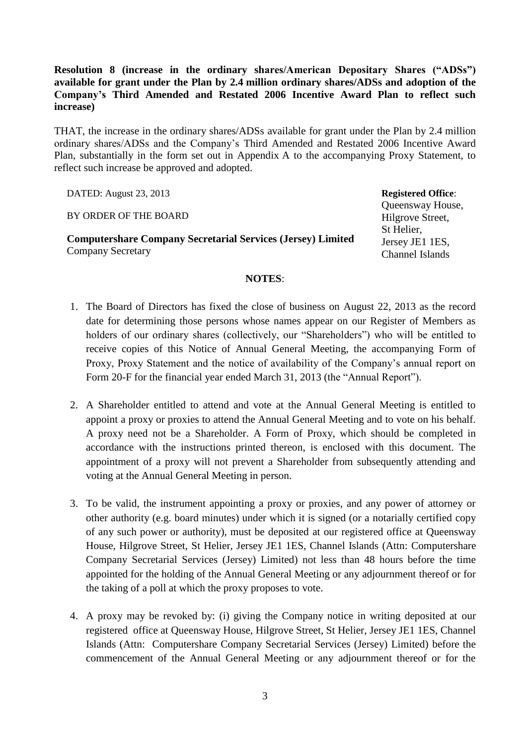**Resolution 8 (increase in the ordinary shares/American Depositary Shares ("ADSs") available for grant under the Plan by 2.4 million ordinary shares/ADSs and adoption of the Company's Third Amended and Restated 2006 Incentive Award Plan to reflect such increase)**

THAT, the increase in the ordinary shares/ADSs available for grant under the Plan by 2.4 million ordinary shares/ADSs and the Company's Third Amended and Restated 2006 Incentive Award Plan, substantially in the form set out in Appendix A to the accompanying Proxy Statement, to reflect such increase be approved and adopted.

DATED: August 23, 2013

BY ORDER OF THE BOARD

**Computershare Company Secretarial Services (Jersey) Limited**
Company Secretary

**Registered Office**:
Queensway House,
Hilgrove Street,
St Helier,
Jersey JE1 1ES,
Channel Islands

**NOTES**:

1. The Board of Directors has fixed the close of business on August 22, 2013 as the record date for determining those persons whose names appear on our Register of Members as holders of our ordinary shares (collectively, our "Shareholders") who will be entitled to receive copies of this Notice of Annual General Meeting, the accompanying Form of Proxy, Proxy Statement and the notice of availability of the Company's annual report on Form 20-F for the financial year ended March 31, 2013 (the "Annual Report").

2. A Shareholder entitled to attend and vote at the Annual General Meeting is entitled to appoint a proxy or proxies to attend the Annual General Meeting and to vote on his behalf. A proxy need not be a Shareholder. A Form of Proxy, which should be completed in accordance with the instructions printed thereon, is enclosed with this document. The appointment of a proxy will not prevent a Shareholder from subsequently attending and voting at the Annual General Meeting in person.

3. To be valid, the instrument appointing a proxy or proxies, and any power of attorney or other authority (e.g. board minutes) under which it is signed (or a notarially certified copy of any such power or authority), must be deposited at our registered office at Queensway House, Hilgrove Street, St Helier, Jersey JE1 1ES, Channel Islands (Attn: Computershare Company Secretarial Services (Jersey) Limited) not less than 48 hours before the time appointed for the holding of the Annual General Meeting or any adjournment thereof or for the taking of a poll at which the proxy proposes to vote.

4. A proxy may be revoked by: (i) giving the Company notice in writing deposited at our registered office at Queensway House, Hilgrove Street, St Helier, Jersey JE1 1ES, Channel Islands (Attn: Computershare Company Secretarial Services (Jersey) Limited) before the commencement of the Annual General Meeting or any adjournment thereof or for the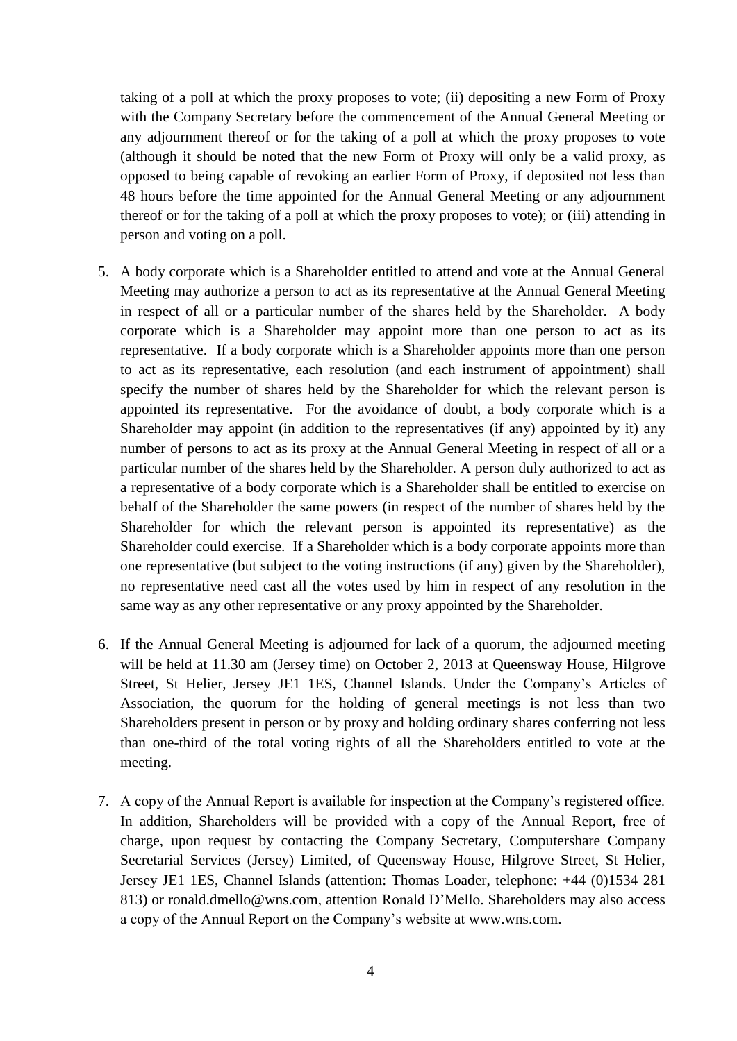taking of a poll at which the proxy proposes to vote; (ii) depositing a new Form of Proxy with the Company Secretary before the commencement of the Annual General Meeting or any adjournment thereof or for the taking of a poll at which the proxy proposes to vote (although it should be noted that the new Form of Proxy will only be a valid proxy, as opposed to being capable of revoking an earlier Form of Proxy, if deposited not less than 48 hours before the time appointed for the Annual General Meeting or any adjournment thereof or for the taking of a poll at which the proxy proposes to vote); or (iii) attending in person and voting on a poll.

5. A body corporate which is a Shareholder entitled to attend and vote at the Annual General Meeting may authorize a person to act as its representative at the Annual General Meeting in respect of all or a particular number of the shares held by the Shareholder. A body corporate which is a Shareholder may appoint more than one person to act as its representative. If a body corporate which is a Shareholder appoints more than one person to act as its representative, each resolution (and each instrument of appointment) shall specify the number of shares held by the Shareholder for which the relevant person is appointed its representative. For the avoidance of doubt, a body corporate which is a Shareholder may appoint (in addition to the representatives (if any) appointed by it) any number of persons to act as its proxy at the Annual General Meeting in respect of all or a particular number of the shares held by the Shareholder. A person duly authorized to act as a representative of a body corporate which is a Shareholder shall be entitled to exercise on behalf of the Shareholder the same powers (in respect of the number of shares held by the Shareholder for which the relevant person is appointed its representative) as the Shareholder could exercise. If a Shareholder which is a body corporate appoints more than one representative (but subject to the voting instructions (if any) given by the Shareholder), no representative need cast all the votes used by him in respect of any resolution in the same way as any other representative or any proxy appointed by the Shareholder.

6. If the Annual General Meeting is adjourned for lack of a quorum, the adjourned meeting will be held at 11.30 am (Jersey time) on October 2, 2013 at Queensway House, Hilgrove Street, St Helier, Jersey JE1 1ES, Channel Islands. Under the Company's Articles of Association, the quorum for the holding of general meetings is not less than two Shareholders present in person or by proxy and holding ordinary shares conferring not less than one-third of the total voting rights of all the Shareholders entitled to vote at the meeting.

7. A copy of the Annual Report is available for inspection at the Company's registered office. In addition, Shareholders will be provided with a copy of the Annual Report, free of charge, upon request by contacting the Company Secretary, Computershare Company Secretarial Services (Jersey) Limited, of Queensway House, Hilgrove Street, St Helier, Jersey JE1 1ES, Channel Islands (attention: Thomas Loader, telephone: +44 (0)1534 281 813) or ronald.dmello@wns.com, attention Ronald D'Mello. Shareholders may also access a copy of the Annual Report on the Company's website at www.wns.com.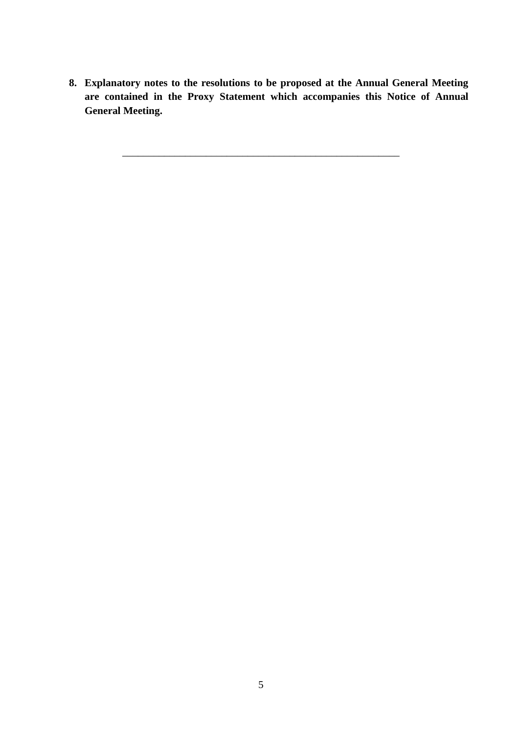8. **Explanatory notes to the resolutions to be proposed at the Annual General Meeting are contained in the Proxy Statement which accompanies this Notice of Annual General Meeting.**

---